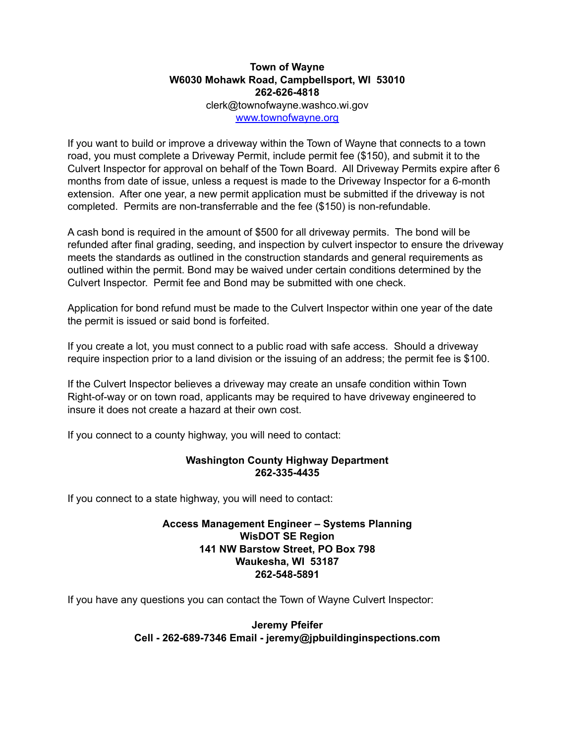**Town of Wayne**
**W6030 Mohawk Road, Campbellsport, WI 53010**
**262-626-4818**
clerk@townofwayne.washco.wi.gov
[www.townofwayne.org](http://www.townofwayne.org)

If you want to build or improve a driveway within the Town of Wayne that connects to a town road, you must complete a Driveway Permit, include permit fee ($150), and submit it to the Culvert Inspector for approval on behalf of the Town Board. All Driveway Permits expire after 6 months from date of issue, unless a request is made to the Driveway Inspector for a 6-month extension. After one year, a new permit application must be submitted if the driveway is not completed. Permits are non-transferrable and the fee ($150) is non-refundable.

A cash bond is required in the amount of $500 for all driveway permits. The bond will be refunded after final grading, seeding, and inspection by culvert inspector to ensure the driveway meets the standards as outlined in the construction standards and general requirements as outlined within the permit. Bond may be waived under certain conditions determined by the Culvert Inspector. Permit fee and Bond may be submitted with one check.

Application for bond refund must be made to the Culvert Inspector within one year of the date the permit is issued or said bond is forfeited.

If you create a lot, you must connect to a public road with safe access. Should a driveway require inspection prior to a land division or the issuing of an address; the permit fee is $100.

If the Culvert Inspector believes a driveway may create an unsafe condition within Town Right-of-way or on town road, applicants may be required to have driveway engineered to insure it does not create a hazard at their own cost.

If you connect to a county highway, you will need to contact:

**Washington County Highway Department**
**262-335-4435**

If you connect to a state highway, you will need to contact:

**Access Management Engineer – Systems Planning**
**WisDOT SE Region**
**141 NW Barstow Street, PO Box 798**
**Waukesha, WI 53187**
**262-548-5891**

If you have any questions you can contact the Town of Wayne Culvert Inspector:

**Jeremy Pfeifer**
**Cell - 262-689-7346 Email - jeremy@jpbuildinginspections.com**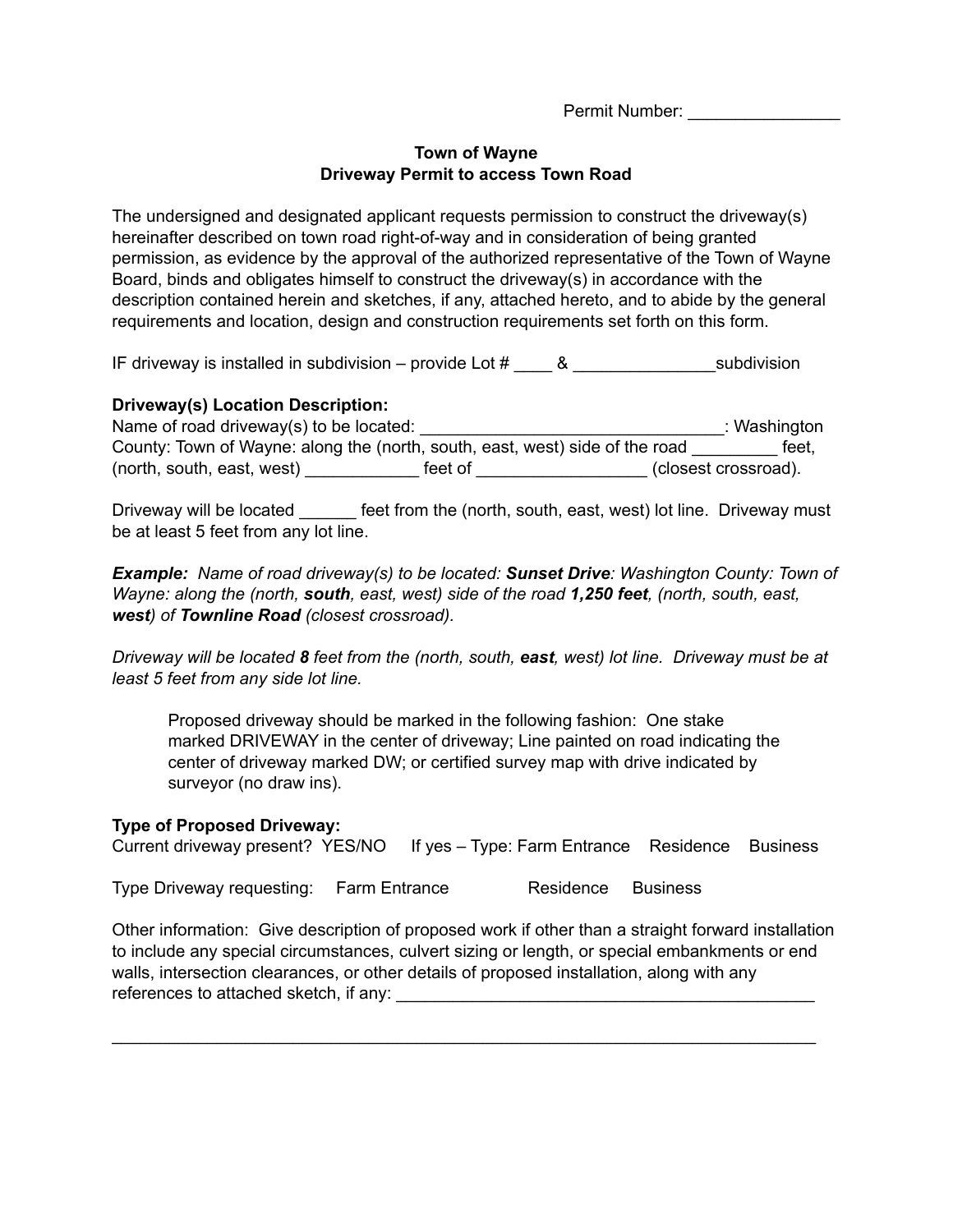Permit Number: ________________

**Town of Wayne**
**Driveway Permit to access Town Road**

The undersigned and designated applicant requests permission to construct the driveway(s) hereinafter described on town road right-of-way and in consideration of being granted permission, as evidence by the approval of the authorized representative of the Town of Wayne Board, binds and obligates himself to construct the driveway(s) in accordance with the description contained herein and sketches, if any, attached hereto, and to abide by the general requirements and location, design and construction requirements set forth on this form.

IF driveway is installed in subdivision – provide Lot # ____ & _______________subdivision

**Driveway(s) Location Description:**
Name of road driveway(s) to be located: ________________________________: Washington County: Town of Wayne: along the (north, south, east, west) side of the road _________ feet, (north, south, east, west) ____________ feet of __________________ (closest crossroad).

Driveway will be located ______ feet from the (north, south, east, west) lot line. Driveway must be at least 5 feet from any lot line.

***Example:*** *Name of road driveway(s) to be located:* ***Sunset Drive****: Washington County: Town of Wayne: along the (north,* ***south****, east, west) side of the road* ***1,250 feet****, (north, south, east,* ***west****) of* ***Townline Road*** *(closest crossroad).*

*Driveway will be located* ***8*** *feet from the (north, south,* ***east****, west) lot line. Driveway must be at least 5 feet from any side lot line.*

> Proposed driveway should be marked in the following fashion: One stake marked DRIVEWAY in the center of driveway; Line painted on road indicating the center of driveway marked DW; or certified survey map with drive indicated by surveyor (no draw ins).

**Type of Proposed Driveway:**
Current driveway present? YES/NO If yes – Type: Farm Entrance Residence Business

Type Driveway requesting: Farm Entrance Residence Business

Other information: Give description of proposed work if other than a straight forward installation to include any special circumstances, culvert sizing or length, or special embankments or end walls, intersection clearances, or other details of proposed installation, along with any references to attached sketch, if any: ______________________________________________

_____________________________________________________________________________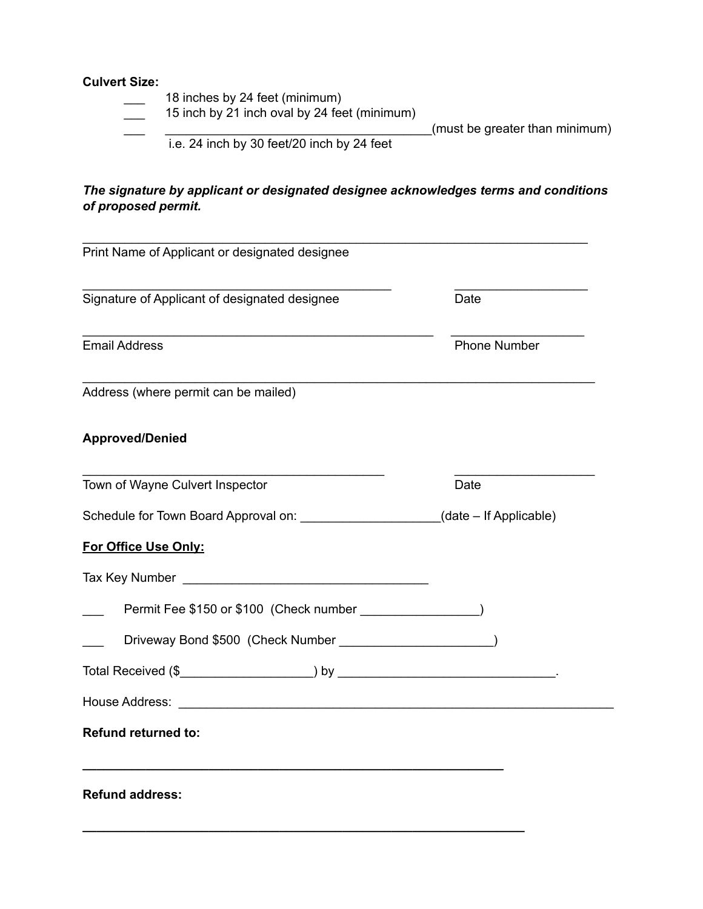**Culvert Size:**

___ 18 inches by 24 feet (minimum)
___ 15 inch by 21 inch oval by 24 feet (minimum)
___ _______________________________________(must be greater than minimum)
i.e. 24 inch by 30 feet/20 inch by 24 feet

***The signature by applicant or designated designee acknowledges terms and conditions of proposed permit.***

___________________________________________________________________________
Print Name of Applicant or designated designee

______________________________________________ ____________________
Signature of Applicant of designated designee Date

_____________________________________________________ ____________________
Email Address Phone Number

___________________________________________________________________________
Address (where permit can be mailed)

**Approved/Denied**

_____________________________________________ _____________________
Town of Wayne Culvert Inspector Date

Schedule for Town Board Approval on: ____________________(date – If Applicable)

**<u>For Office Use Only:</u>**

Tax Key Number ____________________________________

___ Permit Fee $150 or $100 (Check number _________________)

___ Driveway Bond $500 (Check Number ______________________)

Total Received ($___________________) by ________________________________.

House Address: _________________________________________________________________

**Refund returned to:**

_______________________________________________________________

**Refund address:**

__________________________________________________________________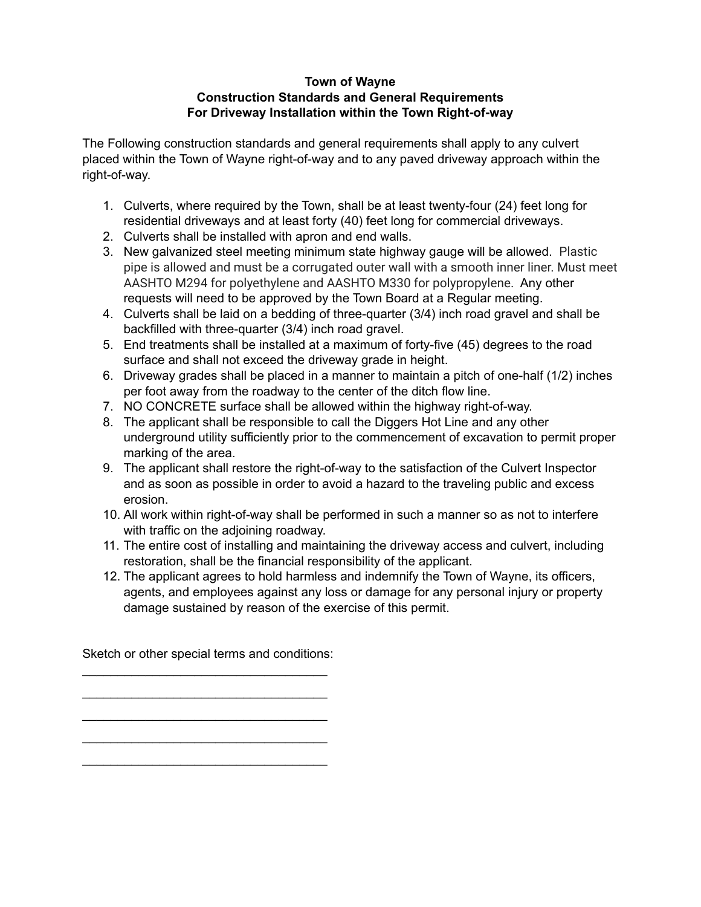**Town of Wayne**
**Construction Standards and General Requirements**
**For Driveway Installation within the Town Right-of-way**

The Following construction standards and general requirements shall apply to any culvert placed within the Town of Wayne right-of-way and to any paved driveway approach within the right-of-way.

1. Culverts, where required by the Town, shall be at least twenty-four (24) feet long for residential driveways and at least forty (40) feet long for commercial driveways.
2. Culverts shall be installed with apron and end walls.
3. New galvanized steel meeting minimum state highway gauge will be allowed. Plastic pipe is allowed and must be a corrugated outer wall with a smooth inner liner. Must meet AASHTO M294 for polyethylene and AASHTO M330 for polypropylene. Any other requests will need to be approved by the Town Board at a Regular meeting.
4. Culverts shall be laid on a bedding of three-quarter (3/4) inch road gravel and shall be backfilled with three-quarter (3/4) inch road gravel.
5. End treatments shall be installed at a maximum of forty-five (45) degrees to the road surface and shall not exceed the driveway grade in height.
6. Driveway grades shall be placed in a manner to maintain a pitch of one-half (1/2) inches per foot away from the roadway to the center of the ditch flow line.
7. NO CONCRETE surface shall be allowed within the highway right-of-way.
8. The applicant shall be responsible to call the Diggers Hot Line and any other underground utility sufficiently prior to the commencement of excavation to permit proper marking of the area.
9. The applicant shall restore the right-of-way to the satisfaction of the Culvert Inspector and as soon as possible in order to avoid a hazard to the traveling public and excess erosion.
10. All work within right-of-way shall be performed in such a manner so as not to interfere with traffic on the adjoining roadway.
11. The entire cost of installing and maintaining the driveway access and culvert, including restoration, shall be the financial responsibility of the applicant.
12. The applicant agrees to hold harmless and indemnify the Town of Wayne, its officers, agents, and employees against any loss or damage for any personal injury or property damage sustained by reason of the exercise of this permit.

Sketch or other special terms and conditions:
___________________________________
___________________________________
___________________________________
___________________________________
___________________________________